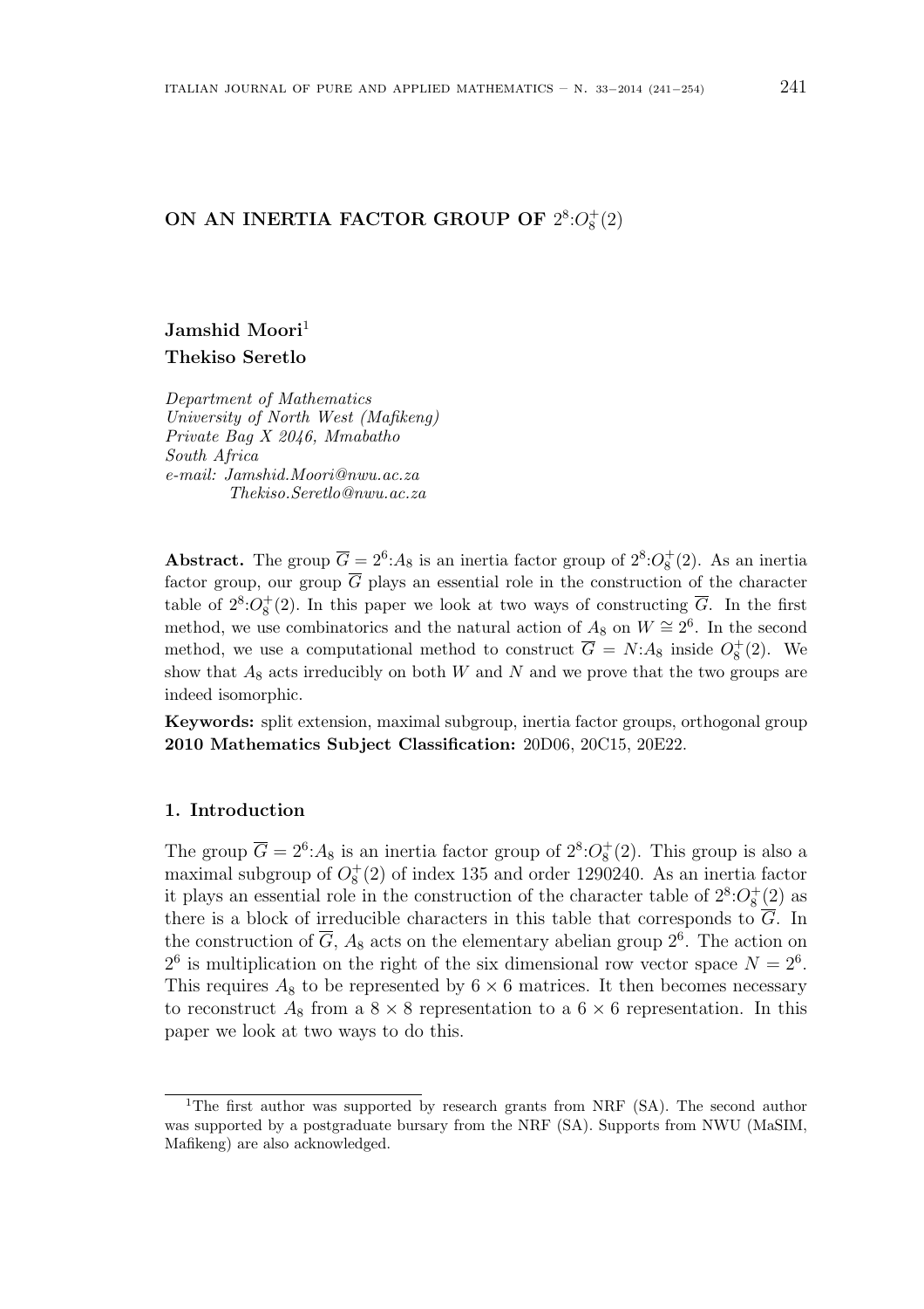# ON AN INERTIA FACTOR GROUP OF $2^8{:}O_8^+(2)$

**Jamshid Moori**[1]
**Thekiso Seretlo**

*Department of Mathematics*
*University of North West (Mafikeng)*
*Private Bag X 2046, Mmabatho*
*South Africa*
*e-mail: Jamshid.Moori@nwu.ac.za*
*Thekiso.Seretlo@nwu.ac.za*

**Abstract.** The group $\overline{G} = 2^6{:}A_8$ is an inertia factor group of $2^8{:}O_8^+(2)$. As an inertia factor group, our group $\overline{G}$ plays an essential role in the construction of the character table of $2^8{:}O_8^+(2)$. In this paper we look at two ways of constructing $\overline{G}$. In the first method, we use combinatorics and the natural action of $A_8$ on $W \cong 2^6$. In the second method, we use a computational method to construct $\overline{G} = N{:}A_8$ inside $O_8^+(2)$. We show that $A_8$ acts irreducibly on both $W$ and $N$ and we prove that the two groups are indeed isomorphic.

**Keywords:** split extension, maximal subgroup, inertia factor groups, orthogonal group
**2010 Mathematics Subject Classification:** 20D06, 20C15, 20E22.

## 1. Introduction

The group $\overline{G} = 2^6{:}A_8$ is an inertia factor group of $2^8{:}O_8^+(2)$. This group is also a maximal subgroup of $O_8^+(2)$ of index 135 and order 1290240. As an inertia factor it plays an essential role in the construction of the character table of $2^8{:}O_8^+(2)$ as there is a block of irreducible characters in this table that corresponds to $\overline{G}$. In the construction of $\overline{G}$, $A_8$ acts on the elementary abelian group $2^6$. The action on $2^6$ is multiplication on the right of the six dimensional row vector space $N = 2^6$. This requires $A_8$ to be represented by $6 \times 6$ matrices. It then becomes necessary to reconstruct $A_8$ from a $8 \times 8$ representation to a $6 \times 6$ representation. In this paper we look at two ways to do this.

---

[1]The first author was supported by research grants from NRF (SA). The second author was supported by a postgraduate bursary from the NRF (SA). Supports from NWU (MaSIM, Mafikeng) are also acknowledged.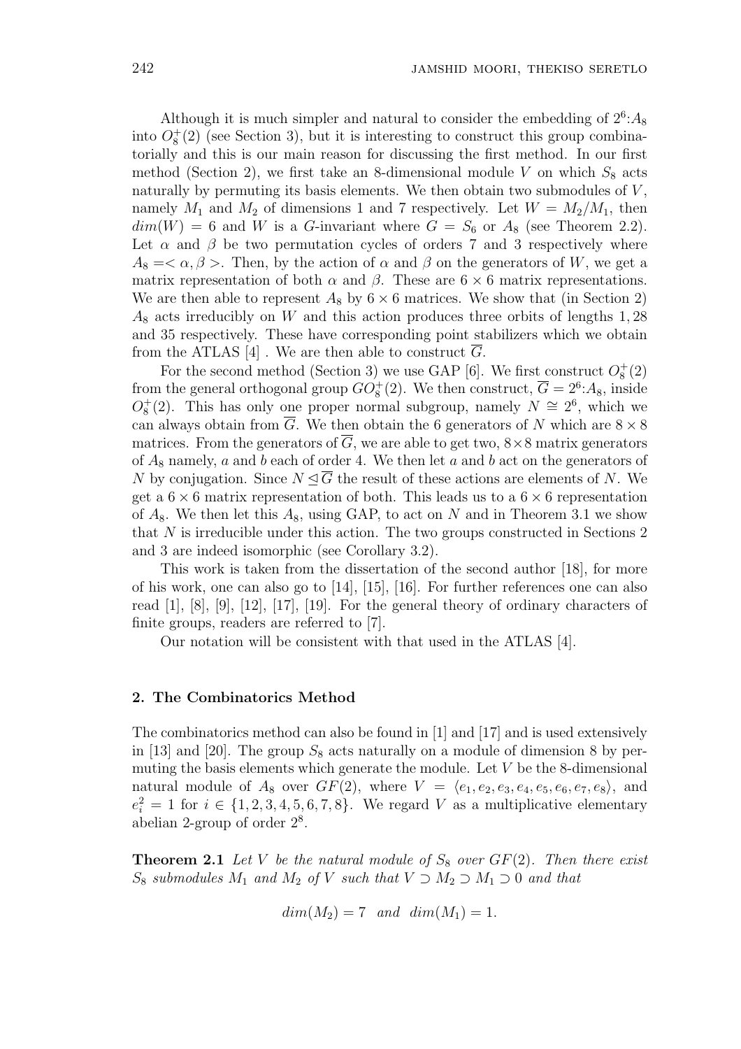Although it is much simpler and natural to consider the embedding of $2^6{:}A_8$ into $O_8^+(2)$ (see Section 3), but it is interesting to construct this group combinatorially and this is our main reason for discussing the first method. In our first method (Section 2), we first take an 8-dimensional module $V$ on which $S_8$ acts naturally by permuting its basis elements. We then obtain two submodules of $V$, namely $M_1$ and $M_2$ of dimensions 1 and 7 respectively. Let $W = M_2/M_1$, then $dim(W) = 6$ and $W$ is a $G$-invariant where $G = S_6$ or $A_8$ (see Theorem 2.2). Let $\alpha$ and $\beta$ be two permutation cycles of orders 7 and 3 respectively where $A_8 =< \alpha, \beta >$. Then, by the action of $\alpha$ and $\beta$ on the generators of $W$, we get a matrix representation of both $\alpha$ and $\beta$. These are $6 \times 6$ matrix representations. We are then able to represent $A_8$ by $6 \times 6$ matrices. We show that (in Section 2) $A_8$ acts irreducibly on $W$ and this action produces three orbits of lengths $1, 28$ and $35$ respectively. These have corresponding point stabilizers which we obtain from the ATLAS [4] . We are then able to construct $\overline{G}$.

For the second method (Section 3) we use GAP [6]. We first construct $O_8^+(2)$ from the general orthogonal group $GO_8^+(2)$. We then construct, $\overline{G} = 2^6{:}A_8$, inside $O_8^+(2)$. This has only one proper normal subgroup, namely $N \cong 2^6$, which we can always obtain from $\overline{G}$. We then obtain the 6 generators of $N$ which are $8 \times 8$ matrices. From the generators of $\overline{G}$, we are able to get two, $8 \times 8$ matrix generators of $A_8$ namely, $a$ and $b$ each of order 4. We then let $a$ and $b$ act on the generators of $N$ by conjugation. Since $N \trianglelefteq \overline{G}$ the result of these actions are elements of $N$. We get a $6 \times 6$ matrix representation of both. This leads us to a $6 \times 6$ representation of $A_8$. We then let this $A_8$, using GAP, to act on $N$ and in Theorem 3.1 we show that $N$ is irreducible under this action. The two groups constructed in Sections 2 and 3 are indeed isomorphic (see Corollary 3.2).

This work is taken from the dissertation of the second author [18], for more of his work, one can also go to [14], [15], [16]. For further references one can also read [1], [8], [9], [12], [17], [19]. For the general theory of ordinary characters of finite groups, readers are referred to [7].

Our notation will be consistent with that used in the ATLAS [4].

## 2. The Combinatorics Method

The combinatorics method can also be found in [1] and [17] and is used extensively in [13] and [20]. The group $S_8$ acts naturally on a module of dimension 8 by permuting the basis elements which generate the module. Let $V$ be the 8-dimensional natural module of $A_8$ over $GF(2)$, where $V = \langle e_1, e_2, e_3, e_4, e_5, e_6, e_7, e_8 \rangle$, and $e_i^2 = 1$ for $i \in \{1, 2, 3, 4, 5, 6, 7, 8\}$. We regard $V$ as a multiplicative elementary abelian 2-group of order $2^8$.

**Theorem 2.1** *Let $V$ be the natural module of $S_8$ over $GF(2)$. Then there exist $S_8$ submodules $M_1$ and $M_2$ of $V$ such that $V \supset M_2 \supset M_1 \supset 0$ and that*

$$dim(M_2) = 7 \quad and \quad dim(M_1) = 1.$$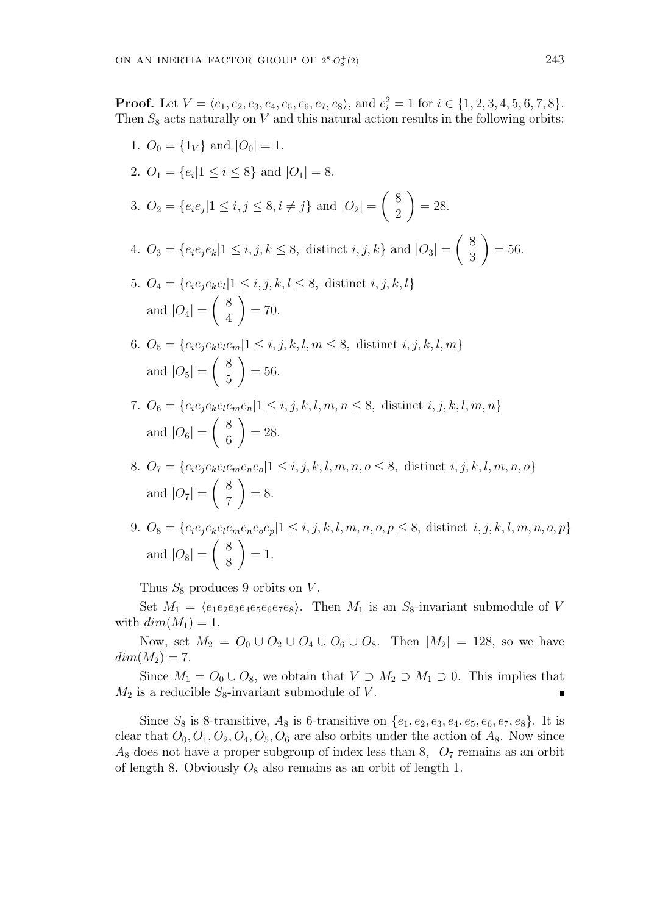**Proof.** Let $V = \langle e_1, e_2, e_3, e_4, e_5, e_6, e_7, e_8 \rangle$, and $e_i^2 = 1$ for $i \in \{1, 2, 3, 4, 5, 6, 7, 8\}$. Then $S_8$ acts naturally on $V$ and this natural action results in the following orbits:

1. $O_0 = \{1_V\}$ and $|O_0| = 1$.
2. $O_1 = \{e_i | 1 \leq i \leq 8\}$ and $|O_1| = 8$.
3. $O_2 = \{e_i e_j | 1 \leq i, j \leq 8, i \neq j\}$ and $|O_2| = \begin{pmatrix} 8 \\ 2 \end{pmatrix} = 28$.
4. $O_3 = \{e_i e_j e_k | 1 \leq i, j, k \leq 8, \text{ distinct } i, j, k\}$ and $|O_3| = \begin{pmatrix} 8 \\ 3 \end{pmatrix} = 56$.
5. $O_4 = \{e_i e_j e_k e_l | 1 \leq i, j, k, l \leq 8, \text{ distinct } i, j, k, l\}$ and $|O_4| = \begin{pmatrix} 8 \\ 4 \end{pmatrix} = 70$.
6. $O_5 = \{e_i e_j e_k e_l e_m | 1 \leq i, j, k, l, m \leq 8, \text{ distinct } i, j, k, l, m\}$ and $|O_5| = \begin{pmatrix} 8 \\ 5 \end{pmatrix} = 56$.
7. $O_6 = \{e_i e_j e_k e_l e_m e_n | 1 \leq i, j, k, l, m, n \leq 8, \text{ distinct } i, j, k, l, m, n\}$ and $|O_6| = \begin{pmatrix} 8 \\ 6 \end{pmatrix} = 28$.
8. $O_7 = \{e_i e_j e_k e_l e_m e_n e_o | 1 \leq i, j, k, l, m, n, o \leq 8, \text{ distinct } i, j, k, l, m, n, o\}$ and $|O_7| = \begin{pmatrix} 8 \\ 7 \end{pmatrix} = 8$.
9. $O_8 = \{e_i e_j e_k e_l e_m e_n e_o e_p | 1 \leq i, j, k, l, m, n, o, p \leq 8, \text{ distinct } i, j, k, l, m, n, o, p\}$ and $|O_8| = \begin{pmatrix} 8 \\ 8 \end{pmatrix} = 1$.

Thus $S_8$ produces 9 orbits on $V$.

Set $M_1 = \langle e_1 e_2 e_3 e_4 e_5 e_6 e_7 e_8 \rangle$. Then $M_1$ is an $S_8$-invariant submodule of $V$ with $dim(M_1) = 1$.

Now, set $M_2 = O_0 \cup O_2 \cup O_4 \cup O_6 \cup O_8$. Then $|M_2| = 128$, so we have $dim(M_2) = 7$.

Since $M_1 = O_0 \cup O_8$, we obtain that $V \supset M_2 \supset M_1 \supset 0$. This implies that $M_2$ is a reducible $S_8$-invariant submodule of $V$. ∎

Since $S_8$ is 8-transitive, $A_8$ is 6-transitive on $\{e_1, e_2, e_3, e_4, e_5, e_6, e_7, e_8\}$. It is clear that $O_0, O_1, O_2, O_4, O_5, O_6$ are also orbits under the action of $A_8$. Now since $A_8$ does not have a proper subgroup of index less than 8, $O_7$ remains as an orbit of length 8. Obviously $O_8$ also remains as an orbit of length 1.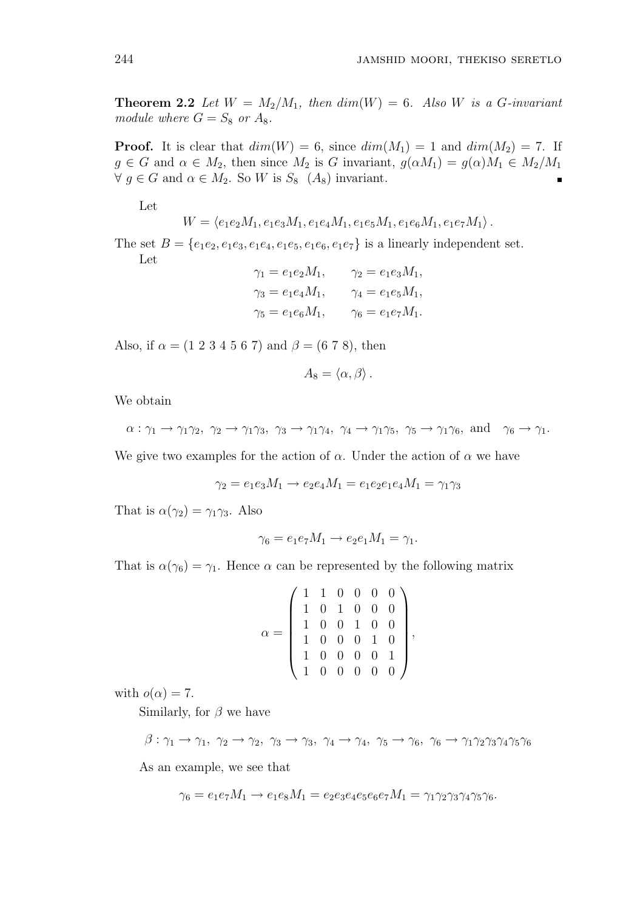**Theorem 2.2** *Let $W = M_2/M_1$, then $dim(W) = 6$. Also $W$ is a $G$-invariant module where $G = S_8$ or $A_8$.*

**Proof.** It is clear that $dim(W) = 6$, since $dim(M_1) = 1$ and $dim(M_2) = 7$. If $g \in G$ and $\alpha \in M_2$, then since $M_2$ is $G$ invariant, $g(\alpha M_1) = g(\alpha)M_1 \in M_2/M_1$ $\forall\ g \in G$ and $\alpha \in M_2$. So $W$ is $S_8$ $(A_8)$ invariant. ∎

Let

$$W = \langle e_1e_2M_1, e_1e_3M_1, e_1e_4M_1, e_1e_5M_1, e_1e_6M_1, e_1e_7M_1\rangle.$$

The set $B = \{e_1e_2, e_1e_3, e_1e_4, e_1e_5, e_1e_6, e_1e_7\}$ is a linearly independent set.

Let

$$\gamma_1 = e_1e_2M_1, \qquad \gamma_2 = e_1e_3M_1,$$
$$\gamma_3 = e_1e_4M_1, \qquad \gamma_4 = e_1e_5M_1,$$
$$\gamma_5 = e_1e_6M_1, \qquad \gamma_6 = e_1e_7M_1.$$

Also, if $\alpha = (1\ 2\ 3\ 4\ 5\ 6\ 7)$ and $\beta = (6\ 7\ 8)$, then

$$A_8 = \langle \alpha, \beta\rangle.$$

We obtain

$$\alpha : \gamma_1 \to \gamma_1\gamma_2,\ \gamma_2 \to \gamma_1\gamma_3,\ \gamma_3 \to \gamma_1\gamma_4,\ \gamma_4 \to \gamma_1\gamma_5,\ \gamma_5 \to \gamma_1\gamma_6,\ \text{and} \quad \gamma_6 \to \gamma_1.$$

We give two examples for the action of $\alpha$. Under the action of $\alpha$ we have

$$\gamma_2 = e_1e_3M_1 \to e_2e_4M_1 = e_1e_2e_1e_4M_1 = \gamma_1\gamma_3$$

That is $\alpha(\gamma_2) = \gamma_1\gamma_3$. Also

$$\gamma_6 = e_1e_7M_1 \to e_2e_1M_1 = \gamma_1.$$

That is $\alpha(\gamma_6) = \gamma_1$. Hence $\alpha$ can be represented by the following matrix

$$\alpha = \begin{pmatrix} 1 & 1 & 0 & 0 & 0 & 0 \\ 1 & 0 & 1 & 0 & 0 & 0 \\ 1 & 0 & 0 & 1 & 0 & 0 \\ 1 & 0 & 0 & 0 & 1 & 0 \\ 1 & 0 & 0 & 0 & 0 & 1 \\ 1 & 0 & 0 & 0 & 0 & 0 \end{pmatrix},$$

with $o(\alpha) = 7$.

Similarly, for $\beta$ we have

$$\beta : \gamma_1 \to \gamma_1,\ \gamma_2 \to \gamma_2,\ \gamma_3 \to \gamma_3,\ \gamma_4 \to \gamma_4,\ \gamma_5 \to \gamma_6,\ \gamma_6 \to \gamma_1\gamma_2\gamma_3\gamma_4\gamma_5\gamma_6$$

As an example, we see that

$$\gamma_6 = e_1e_7M_1 \to e_1e_8M_1 = e_2e_3e_4e_5e_6e_7M_1 = \gamma_1\gamma_2\gamma_3\gamma_4\gamma_5\gamma_6.$$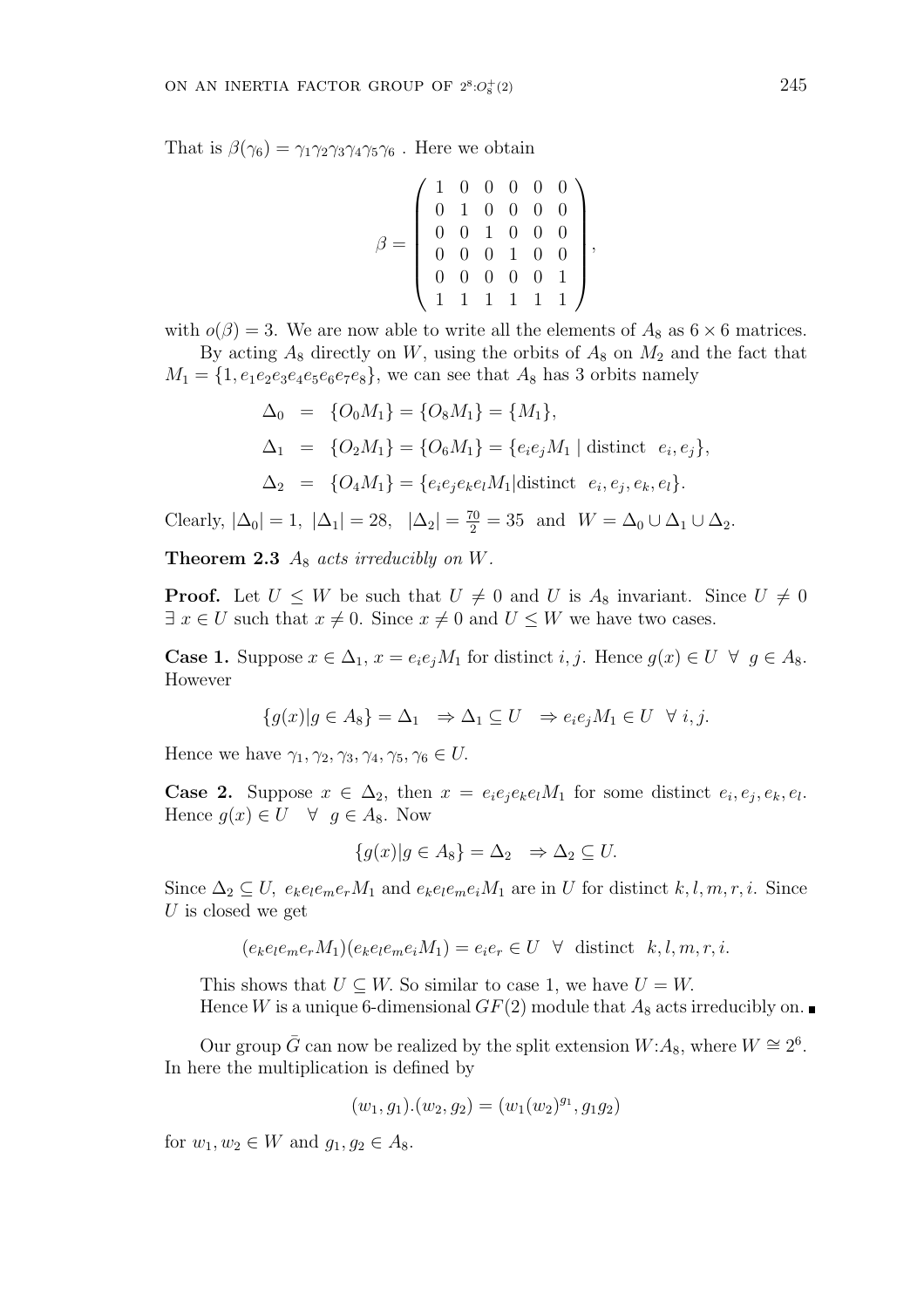That is $\beta(\gamma_6) = \gamma_1\gamma_2\gamma_3\gamma_4\gamma_5\gamma_6$ . Here we obtain

$$\beta = \begin{pmatrix} 1 & 0 & 0 & 0 & 0 & 0 \\ 0 & 1 & 0 & 0 & 0 & 0 \\ 0 & 0 & 1 & 0 & 0 & 0 \\ 0 & 0 & 0 & 1 & 0 & 0 \\ 0 & 0 & 0 & 0 & 0 & 1 \\ 1 & 1 & 1 & 1 & 1 & 1 \end{pmatrix},$$

with $o(\beta) = 3$. We are now able to write all the elements of $A_8$ as $6 \times 6$ matrices.

By acting $A_8$ directly on $W$, using the orbits of $A_8$ on $M_2$ and the fact that $M_1 = \{1, e_1e_2e_3e_4e_5e_6e_7e_8\}$, we can see that $A_8$ has 3 orbits namely

$$\begin{aligned}
\Delta_0 &= \{O_0M_1\} = \{O_8M_1\} = \{M_1\}, \\
\Delta_1 &= \{O_2M_1\} = \{O_6M_1\} = \{e_ie_jM_1 \mid \text{distinct} \;\; e_i, e_j\}, \\
\Delta_2 &= \{O_4M_1\} = \{e_ie_je_ke_lM_1 | \text{distinct} \;\; e_i, e_j, e_k, e_l\}.
\end{aligned}$$

Clearly, $|\Delta_0| = 1$, $|\Delta_1| = 28$, $|\Delta_2| = \frac{70}{2} = 35$ and $W = \Delta_0 \cup \Delta_1 \cup \Delta_2$.

**Theorem 2.3** *$A_8$ acts irreducibly on $W$.*

**Proof.** Let $U \leq W$ be such that $U \neq 0$ and $U$ is $A_8$ invariant. Since $U \neq 0$ $\exists\, x \in U$ such that $x \neq 0$. Since $x \neq 0$ and $U \leq W$ we have two cases.

**Case 1.** Suppose $x \in \Delta_1$, $x = e_ie_jM_1$ for distinct $i, j$. Hence $g(x) \in U \;\; \forall \;\; g \in A_8$. However

$$\{g(x) | g \in A_8\} = \Delta_1 \;\; \Rightarrow \Delta_1 \subseteq U \;\; \Rightarrow e_ie_jM_1 \in U \;\; \forall \; i, j.$$

Hence we have $\gamma_1, \gamma_2, \gamma_3, \gamma_4, \gamma_5, \gamma_6 \in U$.

**Case 2.** Suppose $x \in \Delta_2$, then $x = e_ie_je_ke_lM_1$ for some distinct $e_i, e_j, e_k, e_l$. Hence $g(x) \in U \quad \forall \;\; g \in A_8$. Now

$$\{g(x) | g \in A_8\} = \Delta_2 \;\; \Rightarrow \Delta_2 \subseteq U.$$

Since $\Delta_2 \subseteq U$, $e_ke_le_me_rM_1$ and $e_ke_le_me_iM_1$ are in $U$ for distinct $k, l, m, r, i$. Since $U$ is closed we get

$$(e_ke_le_me_rM_1)(e_ke_le_me_iM_1) = e_ie_r \in U \;\; \forall \;\; \text{distinct} \;\; k, l, m, r, i.$$

This shows that $U \subseteq W$. So similar to case 1, we have $U = W$.

Hence $W$ is a unique 6-dimensional $GF(2)$ module that $A_8$ acts irreducibly on. ∎

Our group $\bar{G}$ can now be realized by the split extension $W{:}A_8$, where $W \cong 2^6$. In here the multiplication is defined by

$$(w_1, g_1).(w_2, g_2) = (w_1(w_2)^{g_1}, g_1g_2)$$

for $w_1, w_2 \in W$ and $g_1, g_2 \in A_8$.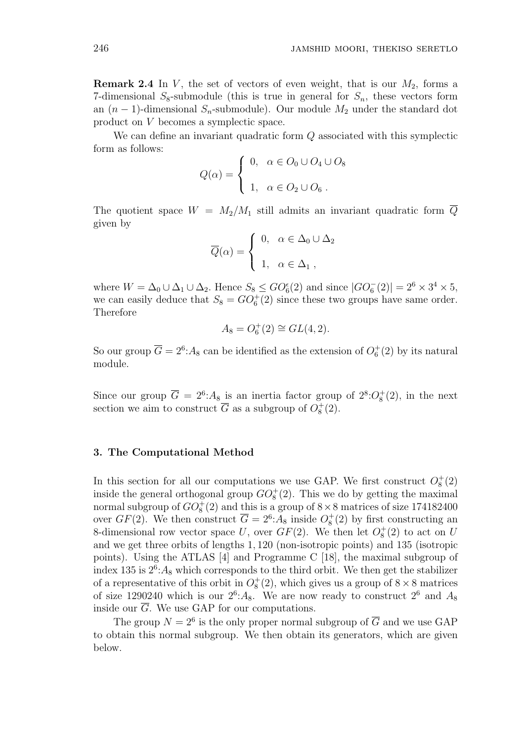**Remark 2.4** In $V$, the set of vectors of even weight, that is our $M_2$, forms a 7-dimensional $S_8$-submodule (this is true in general for $S_n$, these vectors form an $(n-1)$-dimensional $S_n$-submodule). Our module $M_2$ under the standard dot product on $V$ becomes a symplectic space.

We can define an invariant quadratic form $Q$ associated with this symplectic form as follows:

$$Q(\alpha) = \begin{cases} 0, & \alpha \in O_0 \cup O_4 \cup O_8 \\ \\ 1, & \alpha \in O_2 \cup O_6 \,. \end{cases}$$

The quotient space $W = M_2/M_1$ still admits an invariant quadratic form $\overline{Q}$ given by

$$\overline{Q}(\alpha) = \begin{cases} 0, & \alpha \in \Delta_0 \cup \Delta_2 \\ \\ 1, & \alpha \in \Delta_1 \,, \end{cases}$$

where $W = \Delta_0 \cup \Delta_1 \cup \Delta_2$. Hence $S_8 \leq GO_6^{\epsilon}(2)$ and since $|GO_6^-(2)| = 2^6 \times 3^4 \times 5$, we can easily deduce that $S_8 = GO_6^+(2)$ since these two groups have same order. Therefore

$$A_8 = O_6^+(2) \cong GL(4,2).$$

So our group $\overline{G} = 2^6{:}A_8$ can be identified as the extension of $O_6^+(2)$ by its natural module.

Since our group $\overline{G} = 2^6{:}A_8$ is an inertia factor group of $2^8{:}O_8^+(2)$, in the next section we aim to construct $\overline{G}$ as a subgroup of $O_8^+(2)$.

### 3. The Computational Method

In this section for all our computations we use GAP. We first construct $O_8^+(2)$ inside the general orthogonal group $GO_8^+(2)$. This we do by getting the maximal normal subgroup of $GO_8^+(2)$ and this is a group of $8 \times 8$ matrices of size 174182400 over $GF(2)$. We then construct $\overline{G} = 2^6{:}A_8$ inside $O_8^+(2)$ by first constructing an 8-dimensional row vector space $U$, over $GF(2)$. We then let $O_8^+(2)$ to act on $U$ and we get three orbits of lengths $1, 120$ (non-isotropic points) and 135 (isotropic points). Using the ATLAS [4] and Programme C [18], the maximal subgroup of index 135 is $2^6{:}A_8$ which corresponds to the third orbit. We then get the stabilizer of a representative of this orbit in $O_8^+(2)$, which gives us a group of $8 \times 8$ matrices of size 1290240 which is our $2^6{:}A_8$. We are now ready to construct $2^6$ and $A_8$ inside our $\overline{G}$. We use GAP for our computations.

The group $N = 2^6$ is the only proper normal subgroup of $\overline{G}$ and we use GAP to obtain this normal subgroup. We then obtain its generators, which are given below.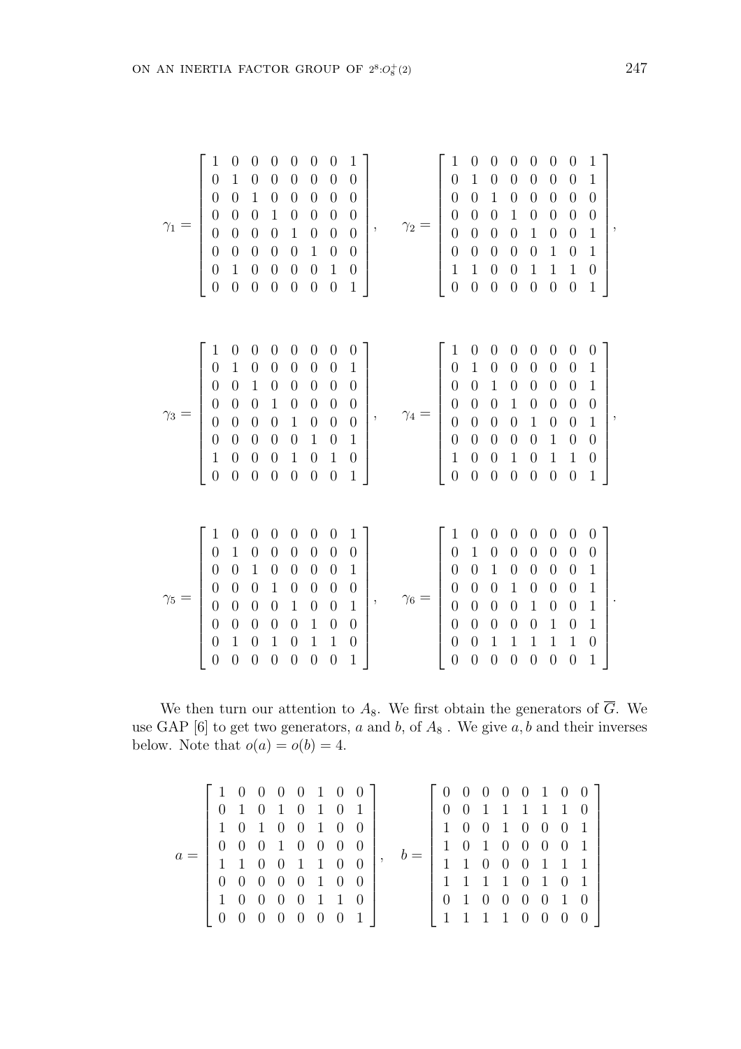$$\gamma_1 = \begin{bmatrix} 1 & 0 & 0 & 0 & 0 & 0 & 0 & 1 \\ 0 & 1 & 0 & 0 & 0 & 0 & 0 & 0 \\ 0 & 0 & 1 & 0 & 0 & 0 & 0 & 0 \\ 0 & 0 & 0 & 1 & 0 & 0 & 0 & 0 \\ 0 & 0 & 0 & 0 & 1 & 0 & 0 & 0 \\ 0 & 0 & 0 & 0 & 0 & 1 & 0 & 0 \\ 0 & 1 & 0 & 0 & 0 & 0 & 1 & 0 \\ 0 & 0 & 0 & 0 & 0 & 0 & 0 & 1 \end{bmatrix}, \quad \gamma_2 = \begin{bmatrix} 1 & 0 & 0 & 0 & 0 & 0 & 0 & 1 \\ 0 & 1 & 0 & 0 & 0 & 0 & 0 & 1 \\ 0 & 0 & 1 & 0 & 0 & 0 & 0 & 0 \\ 0 & 0 & 0 & 1 & 0 & 0 & 0 & 0 \\ 0 & 0 & 0 & 0 & 1 & 0 & 0 & 1 \\ 0 & 0 & 0 & 0 & 0 & 1 & 0 & 1 \\ 1 & 1 & 0 & 0 & 1 & 1 & 1 & 0 \\ 0 & 0 & 0 & 0 & 0 & 0 & 0 & 1 \end{bmatrix},$$

$$\gamma_3 = \begin{bmatrix} 1 & 0 & 0 & 0 & 0 & 0 & 0 & 0 \\ 0 & 1 & 0 & 0 & 0 & 0 & 0 & 1 \\ 0 & 0 & 1 & 0 & 0 & 0 & 0 & 0 \\ 0 & 0 & 0 & 1 & 0 & 0 & 0 & 0 \\ 0 & 0 & 0 & 0 & 1 & 0 & 0 & 0 \\ 0 & 0 & 0 & 0 & 0 & 1 & 0 & 1 \\ 1 & 0 & 0 & 0 & 1 & 0 & 1 & 0 \\ 0 & 0 & 0 & 0 & 0 & 0 & 0 & 1 \end{bmatrix}, \quad \gamma_4 = \begin{bmatrix} 1 & 0 & 0 & 0 & 0 & 0 & 0 & 0 \\ 0 & 1 & 0 & 0 & 0 & 0 & 0 & 1 \\ 0 & 0 & 1 & 0 & 0 & 0 & 0 & 1 \\ 0 & 0 & 0 & 1 & 0 & 0 & 0 & 0 \\ 0 & 0 & 0 & 0 & 1 & 0 & 0 & 1 \\ 0 & 0 & 0 & 0 & 0 & 1 & 0 & 0 \\ 1 & 0 & 0 & 1 & 0 & 1 & 1 & 0 \\ 0 & 0 & 0 & 0 & 0 & 0 & 0 & 1 \end{bmatrix},$$

$$\gamma_5 = \begin{bmatrix} 1 & 0 & 0 & 0 & 0 & 0 & 0 & 1 \\ 0 & 1 & 0 & 0 & 0 & 0 & 0 & 0 \\ 0 & 0 & 1 & 0 & 0 & 0 & 0 & 1 \\ 0 & 0 & 0 & 1 & 0 & 0 & 0 & 0 \\ 0 & 0 & 0 & 0 & 1 & 0 & 0 & 1 \\ 0 & 0 & 0 & 0 & 0 & 1 & 0 & 0 \\ 0 & 1 & 0 & 1 & 0 & 1 & 1 & 0 \\ 0 & 0 & 0 & 0 & 0 & 0 & 0 & 1 \end{bmatrix}, \quad \gamma_6 = \begin{bmatrix} 1 & 0 & 0 & 0 & 0 & 0 & 0 & 0 \\ 0 & 1 & 0 & 0 & 0 & 0 & 0 & 0 \\ 0 & 0 & 1 & 0 & 0 & 0 & 0 & 1 \\ 0 & 0 & 0 & 1 & 0 & 0 & 0 & 1 \\ 0 & 0 & 0 & 0 & 1 & 0 & 0 & 1 \\ 0 & 0 & 0 & 0 & 0 & 1 & 0 & 1 \\ 0 & 0 & 1 & 1 & 1 & 1 & 1 & 0 \\ 0 & 0 & 0 & 0 & 0 & 0 & 0 & 1 \end{bmatrix}.$$

We then turn our attention to $A_8$. We first obtain the generators of $\overline{G}$. We use GAP [6] to get two generators, $a$ and $b$, of $A_8$. We give $a, b$ and their inverses below. Note that $o(a) = o(b) = 4$.

$$a = \begin{bmatrix} 1 & 0 & 0 & 0 & 0 & 1 & 0 & 0 \\ 0 & 1 & 0 & 1 & 0 & 1 & 0 & 1 \\ 1 & 0 & 1 & 0 & 0 & 1 & 0 & 0 \\ 0 & 0 & 0 & 1 & 0 & 0 & 0 & 0 \\ 1 & 1 & 0 & 0 & 1 & 1 & 0 & 0 \\ 0 & 0 & 0 & 0 & 0 & 1 & 0 & 0 \\ 1 & 0 & 0 & 0 & 0 & 1 & 1 & 0 \\ 0 & 0 & 0 & 0 & 0 & 0 & 0 & 1 \end{bmatrix}, \quad b = \begin{bmatrix} 0 & 0 & 0 & 0 & 0 & 1 & 0 & 0 \\ 0 & 0 & 1 & 1 & 1 & 1 & 1 & 0 \\ 1 & 0 & 0 & 1 & 0 & 0 & 0 & 1 \\ 1 & 0 & 1 & 0 & 0 & 0 & 0 & 1 \\ 1 & 1 & 0 & 0 & 0 & 1 & 1 & 1 \\ 1 & 1 & 1 & 1 & 0 & 1 & 0 & 1 \\ 0 & 1 & 0 & 0 & 0 & 0 & 1 & 0 \\ 1 & 1 & 1 & 1 & 0 & 0 & 0 & 0 \end{bmatrix}$$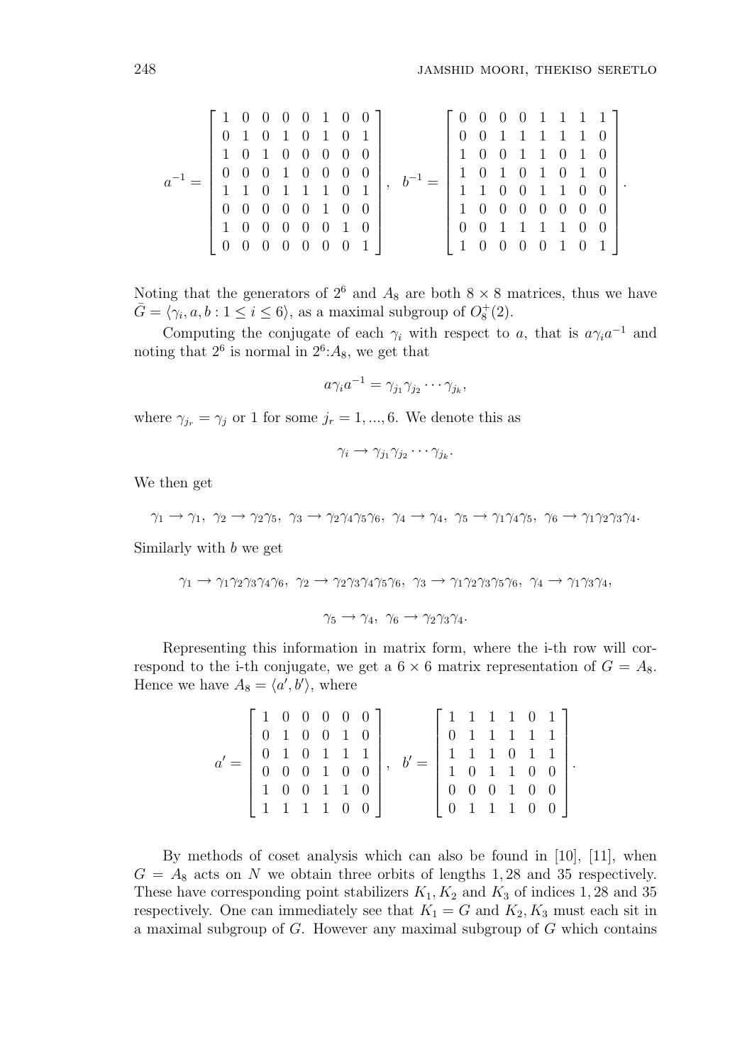$$a^{-1} = \begin{bmatrix} 1 & 0 & 0 & 0 & 0 & 1 & 0 & 0 \\ 0 & 1 & 0 & 1 & 0 & 1 & 0 & 1 \\ 1 & 0 & 1 & 0 & 0 & 0 & 0 & 0 \\ 0 & 0 & 0 & 1 & 0 & 0 & 0 & 0 \\ 1 & 1 & 0 & 1 & 1 & 1 & 0 & 1 \\ 0 & 0 & 0 & 0 & 0 & 1 & 0 & 0 \\ 1 & 0 & 0 & 0 & 0 & 0 & 1 & 0 \\ 0 & 0 & 0 & 0 & 0 & 0 & 0 & 1 \end{bmatrix}, \quad b^{-1} = \begin{bmatrix} 0 & 0 & 0 & 0 & 1 & 1 & 1 & 1 \\ 0 & 0 & 1 & 1 & 1 & 1 & 1 & 0 \\ 1 & 0 & 0 & 1 & 1 & 0 & 1 & 0 \\ 1 & 0 & 1 & 0 & 1 & 0 & 1 & 0 \\ 1 & 1 & 0 & 0 & 1 & 1 & 0 & 0 \\ 1 & 0 & 0 & 0 & 0 & 0 & 0 & 0 \\ 0 & 0 & 1 & 1 & 1 & 1 & 0 & 0 \\ 1 & 0 & 0 & 0 & 0 & 1 & 0 & 1 \end{bmatrix}.$$

Noting that the generators of $2^6$ and $A_8$ are both $8 \times 8$ matrices, thus we have $\bar{G} = \langle \gamma_i, a, b : 1 \leq i \leq 6 \rangle$, as a maximal subgroup of $O_8^+(2)$.

Computing the conjugate of each $\gamma_i$ with respect to $a$, that is $a\gamma_i a^{-1}$ and noting that $2^6$ is normal in $2^6{:}A_8$, we get that

$$a\gamma_i a^{-1} = \gamma_{j_1}\gamma_{j_2}\cdots\gamma_{j_k},$$

where $\gamma_{j_r} = \gamma_j$ or 1 for some $j_r = 1, ..., 6$. We denote this as

$$\gamma_i \rightarrow \gamma_{j_1}\gamma_{j_2}\cdots\gamma_{j_k}.$$

We then get

$$\gamma_1 \rightarrow \gamma_1,\ \gamma_2 \rightarrow \gamma_2\gamma_5,\ \gamma_3 \rightarrow \gamma_2\gamma_4\gamma_5\gamma_6,\ \gamma_4 \rightarrow \gamma_4,\ \gamma_5 \rightarrow \gamma_1\gamma_4\gamma_5,\ \gamma_6 \rightarrow \gamma_1\gamma_2\gamma_3\gamma_4.$$

Similarly with $b$ we get

$$\gamma_1 \rightarrow \gamma_1\gamma_2\gamma_3\gamma_4\gamma_6,\ \gamma_2 \rightarrow \gamma_2\gamma_3\gamma_4\gamma_5\gamma_6,\ \gamma_3 \rightarrow \gamma_1\gamma_2\gamma_3\gamma_5\gamma_6,\ \gamma_4 \rightarrow \gamma_1\gamma_3\gamma_4,$$

$$\gamma_5 \rightarrow \gamma_4,\ \gamma_6 \rightarrow \gamma_2\gamma_3\gamma_4.$$

Representing this information in matrix form, where the i-th row will correspond to the i-th conjugate, we get a $6 \times 6$ matrix representation of $G = A_8$. Hence we have $A_8 = \langle a', b' \rangle$, where

$$a' = \begin{bmatrix} 1 & 0 & 0 & 0 & 0 & 0 \\ 0 & 1 & 0 & 0 & 1 & 0 \\ 0 & 1 & 0 & 1 & 1 & 1 \\ 0 & 0 & 0 & 1 & 0 & 0 \\ 1 & 0 & 0 & 1 & 1 & 0 \\ 1 & 1 & 1 & 1 & 0 & 0 \end{bmatrix}, \quad b' = \begin{bmatrix} 1 & 1 & 1 & 1 & 0 & 1 \\ 0 & 1 & 1 & 1 & 1 & 1 \\ 1 & 1 & 1 & 0 & 1 & 1 \\ 1 & 0 & 1 & 1 & 0 & 0 \\ 0 & 0 & 0 & 1 & 0 & 0 \\ 0 & 1 & 1 & 1 & 0 & 0 \end{bmatrix}.$$

By methods of coset analysis which can also be found in [10], [11], when $G = A_8$ acts on $N$ we obtain three orbits of lengths $1, 28$ and $35$ respectively. These have corresponding point stabilizers $K_1, K_2$ and $K_3$ of indices $1, 28$ and $35$ respectively. One can immediately see that $K_1 = G$ and $K_2, K_3$ must each sit in a maximal subgroup of $G$. However any maximal subgroup of $G$ which contains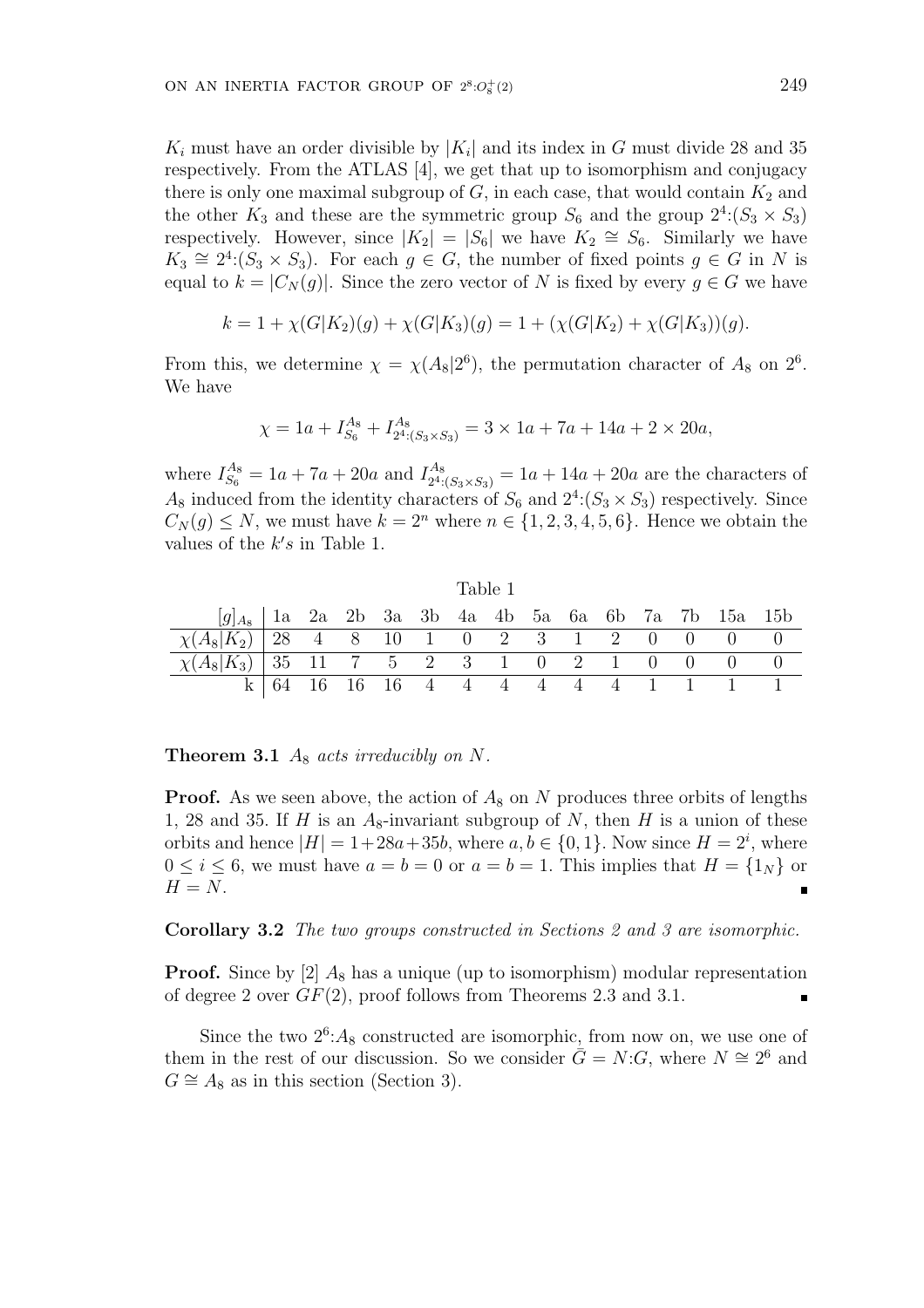$K_i$ must have an order divisible by $|K_i|$ and its index in $G$ must divide 28 and 35 respectively. From the ATLAS [4], we get that up to isomorphism and conjugacy there is only one maximal subgroup of $G$, in each case, that would contain $K_2$ and the other $K_3$ and these are the symmetric group $S_6$ and the group $2^4{:}(S_3 \times S_3)$ respectively. However, since $|K_2| = |S_6|$ we have $K_2 \cong S_6$. Similarly we have $K_3 \cong 2^4{:}(S_3 \times S_3)$. For each $g \in G$, the number of fixed points $g \in G$ in $N$ is equal to $k = |C_N(g)|$. Since the zero vector of $N$ is fixed by every $g \in G$ we have

$$k = 1 + \chi(G|K_2)(g) + \chi(G|K_3)(g) = 1 + (\chi(G|K_2) + \chi(G|K_3))(g).$$

From this, we determine $\chi = \chi(A_8|2^6)$, the permutation character of $A_8$ on $2^6$. We have

$$\chi = 1a + I_{S_6}^{A_8} + I_{2^4:(S_3\times S_3)}^{A_8} = 3 \times 1a + 7a + 14a + 2 \times 20a,$$

where $I_{S_6}^{A_8} = 1a + 7a + 20a$ and $I_{2^4:(S_3\times S_3)}^{A_8} = 1a + 14a + 20a$ are the characters of $A_8$ induced from the identity characters of $S_6$ and $2^4{:}(S_3 \times S_3)$ respectively. Since $C_N(g) \leq N$, we must have $k = 2^n$ where $n \in \{1, 2, 3, 4, 5, 6\}$. Hence we obtain the values of the $k's$ in Table 1.

Table 1

| $[g]_{A_8}$ | 1a | 2a | 2b | 3a | 3b | 4a | 4b | 5a | 6a | 6b | 7a | 7b | 15a | 15b |
|---|---|---|---|---|---|---|---|---|---|---|---|---|---|---|
| $\chi(A_8\|K_2)$ | 28 | 4 | 8 | 10 | 1 | 0 | 2 | 3 | 1 | 2 | 0 | 0 | 0 | 0 |
| $\chi(A_8\|K_3)$ | 35 | 11 | 7 | 5 | 2 | 3 | 1 | 0 | 2 | 1 | 0 | 0 | 0 | 0 |
| k | 64 | 16 | 16 | 16 | 4 | 4 | 4 | 4 | 4 | 4 | 1 | 1 | 1 | 1 |

**Theorem 3.1** *$A_8$ acts irreducibly on $N$.*

**Proof.** As we seen above, the action of $A_8$ on $N$ produces three orbits of lengths 1, 28 and 35. If $H$ is an $A_8$-invariant subgroup of $N$, then $H$ is a union of these orbits and hence $|H| = 1 + 28a + 35b$, where $a, b \in \{0, 1\}$. Now since $H = 2^i$, where $0 \leq i \leq 6$, we must have $a = b = 0$ or $a = b = 1$. This implies that $H = \{1_N\}$ or $H = N$. ∎

**Corollary 3.2** *The two groups constructed in Sections 2 and 3 are isomorphic.*

**Proof.** Since by [2] $A_8$ has a unique (up to isomorphism) modular representation of degree 2 over $GF(2)$, proof follows from Theorems 2.3 and 3.1. ∎

Since the two $2^6{:}A_8$ constructed are isomorphic, from now on, we use one of them in the rest of our discussion. So we consider $\bar{G} = N{:}G$, where $N \cong 2^6$ and $G \cong A_8$ as in this section (Section 3).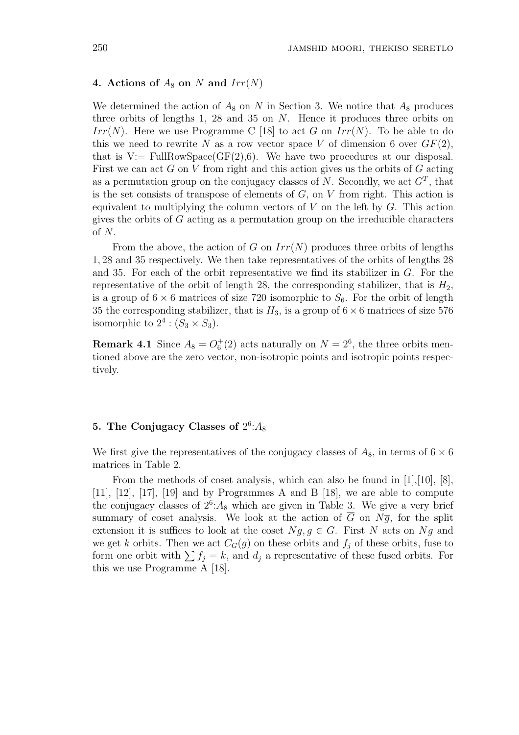## 4. Actions of $A_8$ on $N$ and $Irr(N)$

We determined the action of $A_8$ on $N$ in Section 3. We notice that $A_8$ produces three orbits of lengths 1, 28 and 35 on $N$. Hence it produces three orbits on $Irr(N)$. Here we use Programme C [18] to act $G$ on $Irr(N)$. To be able to do this we need to rewrite $N$ as a row vector space $V$ of dimension 6 over $GF(2)$, that is V:= FullRowSpace(GF(2),6). We have two procedures at our disposal. First we can act $G$ on $V$ from right and this action gives us the orbits of $G$ acting as a permutation group on the conjugacy classes of $N$. Secondly, we act $G^T$, that is the set consists of transpose of elements of $G$, on $V$ from right. This action is equivalent to multiplying the column vectors of $V$ on the left by $G$. This action gives the orbits of $G$ acting as a permutation group on the irreducible characters of $N$.

From the above, the action of $G$ on $Irr(N)$ produces three orbits of lengths $1, 28$ and 35 respectively. We then take representatives of the orbits of lengths 28 and 35. For each of the orbit representative we find its stabilizer in $G$. For the representative of the orbit of length 28, the corresponding stabilizer, that is $H_2$, is a group of $6 \times 6$ matrices of size 720 isomorphic to $S_6$. For the orbit of length 35 the corresponding stabilizer, that is $H_3$, is a group of $6 \times 6$ matrices of size 576 isomorphic to $2^4 : (S_3 \times S_3)$.

**Remark 4.1** Since $A_8 = O_6^+(2)$ acts naturally on $N = 2^6$, the three orbits mentioned above are the zero vector, non-isotropic points and isotropic points respectively.

## 5. The Conjugacy Classes of $2^6{:}A_8$

We first give the representatives of the conjugacy classes of $A_8$, in terms of $6 \times 6$ matrices in Table 2.

From the methods of coset analysis, which can also be found in [1],[10], [8], [11], [12], [17], [19] and by Programmes A and B [18], we are able to compute the conjugacy classes of $2^6{:}A_8$ which are given in Table 3. We give a very brief summary of coset analysis. We look at the action of $\overline{G}$ on $N\overline{g}$, for the split extension it is suffices to look at the coset $Ng, g \in G$. First $N$ acts on $Ng$ and we get $k$ orbits. Then we act $C_G(g)$ on these orbits and $f_j$ of these orbits, fuse to form one orbit with $\sum f_j = k$, and $d_j$ a representative of these fused orbits. For this we use Programme A [18].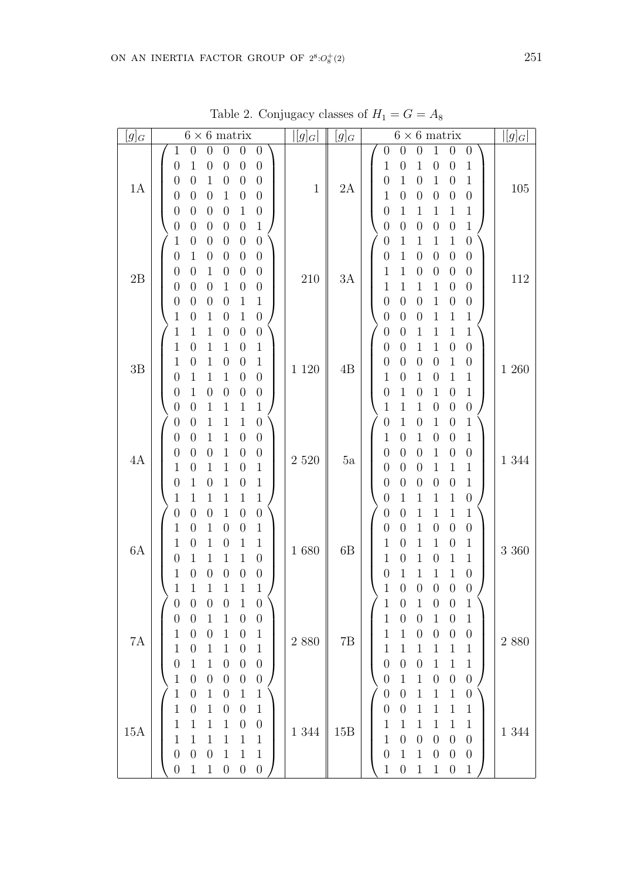Table 2. Conjugacy classes of $H_1 = G = A_8$

| $[g]_G$ | $6\times 6$ matrix | $\lvert[g]_G\rvert$ | $[g]_G$ | $6\times 6$ matrix | $\lvert[g]_G\rvert$ |
|---|---|---|---|---|---|
| 1A | $\begin{pmatrix} 1&0&0&0&0&0\\ 0&1&0&0&0&0\\ 0&0&1&0&0&0\\ 0&0&0&1&0&0\\ 0&0&0&0&1&0\\ 0&0&0&0&0&1 \end{pmatrix}$ | 1 | 2A | $\begin{pmatrix} 0&0&0&1&0&0\\ 1&0&1&0&0&1\\ 0&1&0&1&0&1\\ 1&0&0&0&0&0\\ 0&1&1&1&1&1\\ 0&0&0&0&0&1 \end{pmatrix}$ | 105 |
| 2B | $\begin{pmatrix} 1&0&0&0&0&0\\ 0&1&0&0&0&0\\ 0&0&1&0&0&0\\ 0&0&0&1&0&0\\ 0&0&0&0&1&1\\ 1&0&1&0&1&0 \end{pmatrix}$ | 210 | 3A | $\begin{pmatrix} 0&1&1&1&1&0\\ 0&1&0&0&0&0\\ 1&1&0&0&0&0\\ 1&1&1&1&0&0\\ 0&0&0&1&0&0\\ 0&0&0&1&1&1 \end{pmatrix}$ | 112 |
| 3B | $\begin{pmatrix} 1&1&1&0&0&0\\ 1&0&1&1&0&1\\ 1&0&1&0&0&1\\ 0&1&1&1&0&0\\ 0&1&0&0&0&0\\ 0&0&1&1&1&1 \end{pmatrix}$ | 1 120 | 4B | $\begin{pmatrix} 0&0&1&1&1&1\\ 0&0&1&1&0&0\\ 0&0&0&0&1&0\\ 1&0&1&0&1&1\\ 0&1&0&1&0&1\\ 1&1&1&0&0&0 \end{pmatrix}$ | 1 260 |
| 4A | $\begin{pmatrix} 0&0&1&1&1&0\\ 0&0&1&1&0&0\\ 0&0&0&1&0&0\\ 1&0&1&1&0&1\\ 0&1&0&1&0&1\\ 1&1&1&1&1&1 \end{pmatrix}$ | 2 520 | 5a | $\begin{pmatrix} 0&1&0&1&0&1\\ 1&0&1&0&0&1\\ 0&0&0&1&0&0\\ 0&0&0&1&1&1\\ 0&0&0&0&0&1\\ 0&1&1&1&1&0 \end{pmatrix}$ | 1 344 |
| 6A | $\begin{pmatrix} 0&0&0&1&0&0\\ 1&0&1&0&0&1\\ 1&0&1&0&1&1\\ 0&1&1&1&1&0\\ 1&0&0&0&0&0\\ 1&1&1&1&1&1 \end{pmatrix}$ | 1 680 | 6B | $\begin{pmatrix} 0&0&1&1&1&1\\ 0&0&1&0&0&0\\ 1&0&1&1&0&1\\ 1&0&1&0&1&1\\ 0&1&1&1&1&0\\ 1&0&0&0&0&0 \end{pmatrix}$ | 3 360 |
| 7A | $\begin{pmatrix} 0&0&0&0&1&0\\ 0&0&1&1&0&0\\ 1&0&0&1&0&1\\ 1&0&1&1&0&1\\ 0&1&1&0&0&0\\ 1&0&0&0&0&0 \end{pmatrix}$ | 2 880 | 7B | $\begin{pmatrix} 1&0&1&0&0&1\\ 1&0&0&1&0&1\\ 1&1&0&0&0&0\\ 1&1&1&1&1&1\\ 0&0&0&1&1&1\\ 0&1&1&0&0&0 \end{pmatrix}$ | 2 880 |
| 15A | $\begin{pmatrix} 1&0&1&0&1&1\\ 1&0&1&0&0&1\\ 1&1&1&1&0&0\\ 1&1&1&1&1&1\\ 0&0&0&1&1&1\\ 0&1&1&0&0&0 \end{pmatrix}$ | 1 344 | 15B | $\begin{pmatrix} 0&0&1&1&1&0\\ 0&0&1&1&1&1\\ 1&1&1&1&1&1\\ 1&0&0&0&0&0\\ 0&1&1&0&0&0\\ 1&0&1&1&0&1 \end{pmatrix}$ | 1 344 |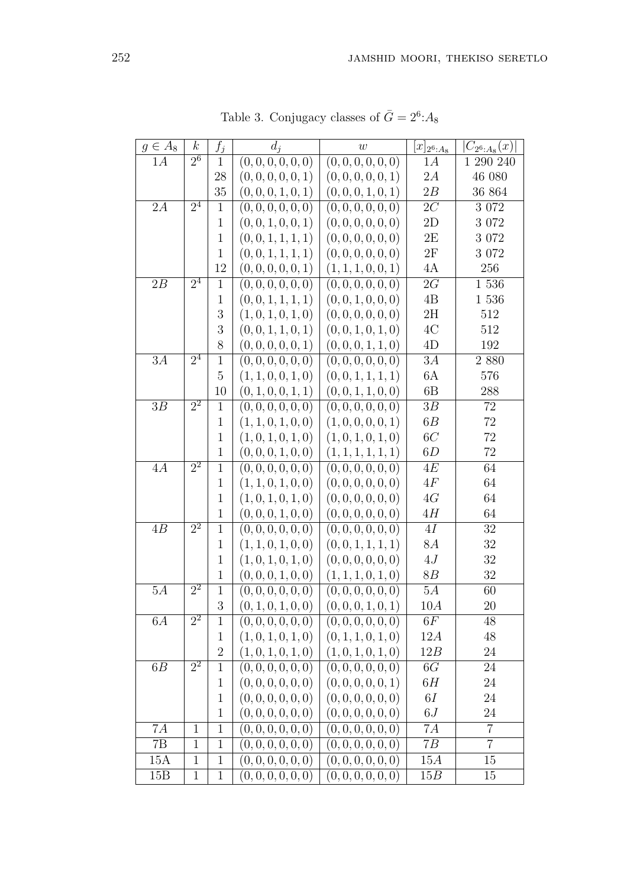Table 3. Conjugacy classes of $\bar{G} = 2^6{:}A_8$

| $g \in A_8$ | $k$ | $f_j$ | $d_j$ | $w$ | $[x]_{2^6:A_8}$ | $\|C_{2^6:A_8}(x)\|$ |
|---|---|---|---|---|---|---|
| $1A$ | $2^6$ | 1 | $(0,0,0,0,0,0)$ | $(0,0,0,0,0,0)$ | $1A$ | 1 290 240 |
| | | 28 | $(0,0,0,0,0,1)$ | $(0,0,0,0,0,1)$ | $2A$ | 46 080 |
| | | 35 | $(0,0,0,1,0,1)$ | $(0,0,0,1,0,1)$ | $2B$ | 36 864 |
| $2A$ | $2^4$ | 1 | $(0,0,0,0,0,0)$ | $(0,0,0,0,0,0)$ | $2C$ | 3 072 |
| | | 1 | $(0,0,1,0,0,1)$ | $(0,0,0,0,0,0)$ | 2D | 3 072 |
| | | 1 | $(0,0,1,1,1,1)$ | $(0,0,0,0,0,0)$ | 2E | 3 072 |
| | | 1 | $(0,0,1,1,1,1)$ | $(0,0,0,0,0,0)$ | 2F | 3 072 |
| | | 12 | $(0,0,0,0,0,1)$ | $(1,1,1,0,0,1)$ | 4A | 256 |
| $2B$ | $2^4$ | 1 | $(0,0,0,0,0,0)$ | $(0,0,0,0,0,0)$ | $2G$ | 1 536 |
| | | 1 | $(0,0,1,1,1,1)$ | $(0,0,1,0,0,0)$ | 4B | 1 536 |
| | | 3 | $(1,0,1,0,1,0)$ | $(0,0,0,0,0,0)$ | 2H | 512 |
| | | 3 | $(0,0,1,1,0,1)$ | $(0,0,1,0,1,0)$ | 4C | 512 |
| | | 8 | $(0,0,0,0,0,1)$ | $(0,0,0,1,1,0)$ | 4D | 192 |
| $3A$ | $2^4$ | 1 | $(0,0,0,0,0,0)$ | $(0,0,0,0,0,0)$ | $3A$ | 2 880 |
| | | 5 | $(1,1,0,0,1,0)$ | $(0,0,1,1,1,1)$ | 6A | 576 |
| | | 10 | $(0,1,0,0,1,1)$ | $(0,0,1,1,0,0)$ | 6B | 288 |
| $3B$ | $2^2$ | 1 | $(0,0,0,0,0,0)$ | $(0,0,0,0,0,0)$ | $3B$ | 72 |
| | | 1 | $(1,1,0,1,0,0)$ | $(1,0,0,0,0,1)$ | $6B$ | 72 |
| | | 1 | $(1,0,1,0,1,0)$ | $(1,0,1,0,1,0)$ | $6C$ | 72 |
| | | 1 | $(0,0,0,1,0,0)$ | $(1,1,1,1,1,1)$ | $6D$ | 72 |
| $4A$ | $2^2$ | 1 | $(0,0,0,0,0,0)$ | $(0,0,0,0,0,0)$ | $4E$ | 64 |
| | | 1 | $(1,1,0,1,0,0)$ | $(0,0,0,0,0,0)$ | $4F$ | 64 |
| | | 1 | $(1,0,1,0,1,0)$ | $(0,0,0,0,0,0)$ | $4G$ | 64 |
| | | 1 | $(0,0,0,1,0,0)$ | $(0,0,0,0,0,0)$ | $4H$ | 64 |
| $4B$ | $2^2$ | 1 | $(0,0,0,0,0,0)$ | $(0,0,0,0,0,0)$ | $4I$ | 32 |
| | | 1 | $(1,1,0,1,0,0)$ | $(0,0,1,1,1,1)$ | $8A$ | 32 |
| | | 1 | $(1,0,1,0,1,0)$ | $(0,0,0,0,0,0)$ | $4J$ | 32 |
| | | 1 | $(0,0,0,1,0,0)$ | $(1,1,1,0,1,0)$ | $8B$ | 32 |
| $5A$ | $2^2$ | 1 | $(0,0,0,0,0,0)$ | $(0,0,0,0,0,0)$ | $5A$ | 60 |
| | | 3 | $(0,1,0,1,0,0)$ | $(0,0,0,1,0,1)$ | $10A$ | 20 |
| $6A$ | $2^2$ | 1 | $(0,0,0,0,0,0)$ | $(0,0,0,0,0,0)$ | $6F$ | 48 |
| | | 1 | $(1,0,1,0,1,0)$ | $(0,1,1,0,1,0)$ | $12A$ | 48 |
| | | 2 | $(1,0,1,0,1,0)$ | $(1,0,1,0,1,0)$ | $12B$ | 24 |
| $6B$ | $2^2$ | 1 | $(0,0,0,0,0,0)$ | $(0,0,0,0,0,0)$ | $6G$ | 24 |
| | | 1 | $(0,0,0,0,0,0)$ | $(0,0,0,0,0,1)$ | $6H$ | 24 |
| | | 1 | $(0,0,0,0,0,0)$ | $(0,0,0,0,0,0)$ | $6I$ | 24 |
| | | 1 | $(0,0,0,0,0,0)$ | $(0,0,0,0,0,0)$ | $6J$ | 24 |
| $7A$ | 1 | 1 | $(0,0,0,0,0,0)$ | $(0,0,0,0,0,0)$ | $7A$ | 7 |
| 7B | 1 | 1 | $(0,0,0,0,0,0)$ | $(0,0,0,0,0,0)$ | $7B$ | 7 |
| 15A | 1 | 1 | $(0,0,0,0,0,0)$ | $(0,0,0,0,0,0)$ | $15A$ | 15 |
| 15B | 1 | 1 | $(0,0,0,0,0,0)$ | $(0,0,0,0,0,0)$ | $15B$ | 15 |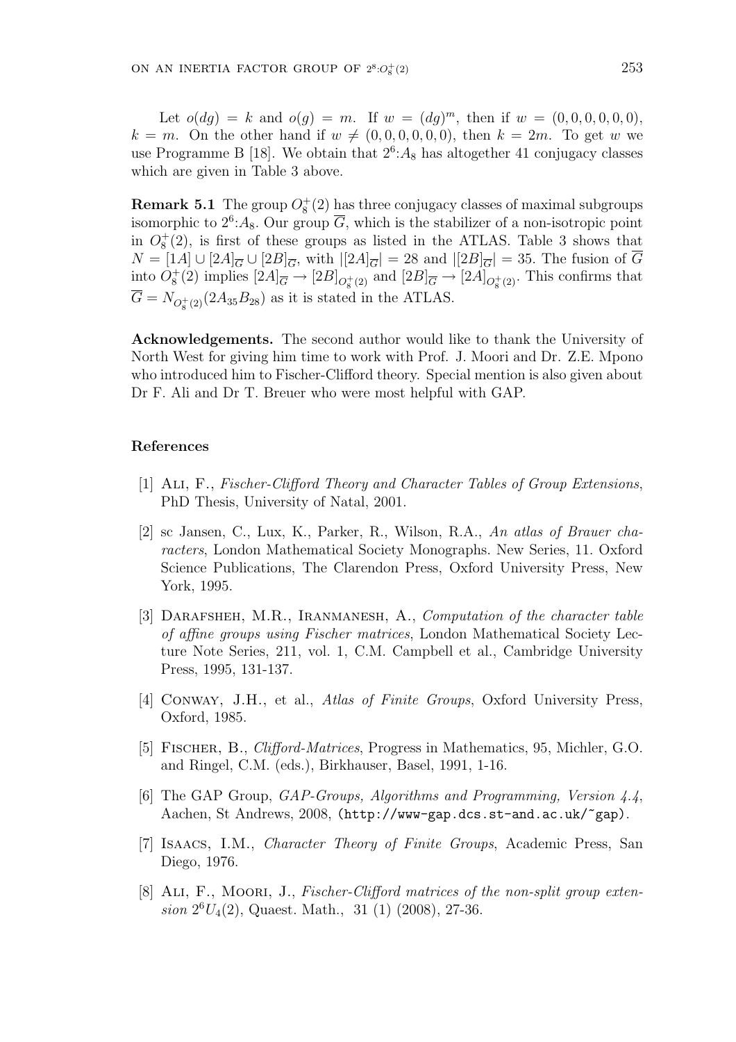Let $o(dg) = k$ and $o(g) = m$. If $w = (dg)^m$, then if $w = (0,0,0,0,0,0)$, $k = m$. On the other hand if $w \neq (0,0,0,0,0,0)$, then $k = 2m$. To get $w$ we use Programme B [18]. We obtain that $2^6{:}A_8$ has altogether 41 conjugacy classes which are given in Table 3 above.

**Remark 5.1** The group $O_8^+(2)$ has three conjugacy classes of maximal subgroups isomorphic to $2^6{:}A_8$. Our group $\overline{G}$, which is the stabilizer of a non-isotropic point in $O_8^+(2)$, is first of these groups as listed in the ATLAS. Table 3 shows that $N = [1A] \cup [2A]_{\overline{G}} \cup [2B]_{\overline{G}}$, with $|[2A]_{\overline{G}}| = 28$ and $|[2B]_{\overline{G}}| = 35$. The fusion of $\overline{G}$ into $O_8^+(2)$ implies $[2A]_{\overline{G}} \to [2B]_{O_8^+(2)}$ and $[2B]_{\overline{G}} \to [2A]_{O_8^+(2)}$. This confirms that $\overline{G} = N_{O_8^+(2)}(2A_{35}B_{28})$ as it is stated in the ATLAS.

**Acknowledgements.** The second author would like to thank the University of North West for giving him time to work with Prof. J. Moori and Dr. Z.E. Mpono who introduced him to Fischer-Clifford theory. Special mention is also given about Dr F. Ali and Dr T. Breuer who were most helpful with GAP.

## References

[1] Ali, F., *Fischer-Clifford Theory and Character Tables of Group Extensions*, PhD Thesis, University of Natal, 2001.

[2] sc Jansen, C., Lux, K., Parker, R., Wilson, R.A., *An atlas of Brauer characters*, London Mathematical Society Monographs. New Series, 11. Oxford Science Publications, The Clarendon Press, Oxford University Press, New York, 1995.

[3] Darafsheh, M.R., Iranmanesh, A., *Computation of the character table of affine groups using Fischer matrices*, London Mathematical Society Lecture Note Series, 211, vol. 1, C.M. Campbell et al., Cambridge University Press, 1995, 131-137.

[4] Conway, J.H., et al., *Atlas of Finite Groups*, Oxford University Press, Oxford, 1985.

[5] Fischer, B., *Clifford-Matrices*, Progress in Mathematics, 95, Michler, G.O. and Ringel, C.M. (eds.), Birkhauser, Basel, 1991, 1-16.

[6] The GAP Group, *GAP-Groups, Algorithms and Programming, Version 4.4*, Aachen, St Andrews, 2008, (http://www-gap.dcs.st-and.ac.uk/~gap).

[7] Isaacs, I.M., *Character Theory of Finite Groups*, Academic Press, San Diego, 1976.

[8] Ali, F., Moori, J., *Fischer-Clifford matrices of the non-split group extension* $2^6U_4(2)$, Quaest. Math., 31 (1) (2008), 27-36.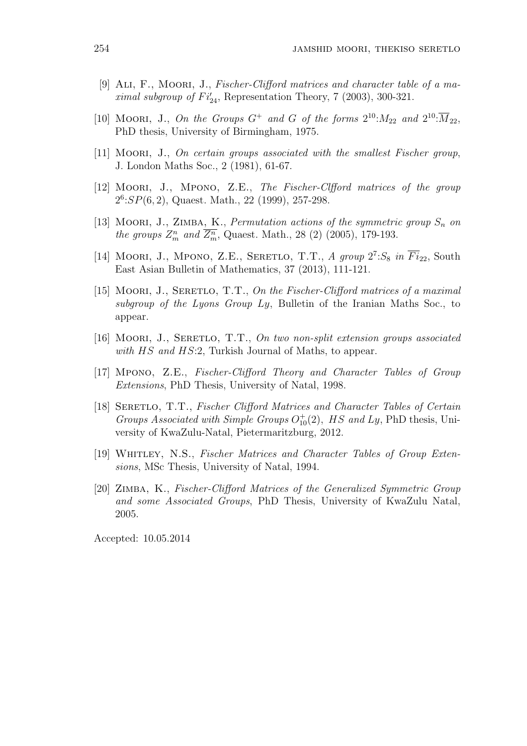[9] Ali, F., Moori, J., *Fischer-Clifford matrices and character table of a maximal subgroup of $Fi'_{24}$*, Representation Theory, 7 (2003), 300-321.

[10] Moori, J., *On the Groups $G^+$ and $G$ of the forms $2^{10}{:}M_{22}$ and $2^{10}{:}\overline{M}_{22}$*, PhD thesis, University of Birmingham, 1975.

[11] Moori, J., *On certain groups associated with the smallest Fischer group*, J. London Maths Soc., 2 (1981), 61-67.

[12] Moori, J., Mpono, Z.E., *The Fischer-Clfford matrices of the group $2^6{:}SP(6,2)$*, Quaest. Math., 22 (1999), 257-298.

[13] Moori, J., Zimba, K., *Permutation actions of the symmetric group $S_n$ on the groups $Z_m^n$ and $\overline{Z_m^n}$*, Quaest. Math., 28 (2) (2005), 179-193.

[14] Moori, J., Mpono, Z.E., Seretlo, T.T., *A group $2^7{:}S_8$ in $\overline{Fi}_{22}$*, South East Asian Bulletin of Mathematics, 37 (2013), 111-121.

[15] Moori, J., Seretlo, T.T., *On the Fischer-Clifford matrices of a maximal subgroup of the Lyons Group $Ly$*, Bulletin of the Iranian Maths Soc., to appear.

[16] Moori, J., Seretlo, T.T., *On two non-split extension groups associated with $HS$ and $HS{:}2$*, Turkish Journal of Maths, to appear.

[17] Mpono, Z.E., *Fischer-Clifford Theory and Character Tables of Group Extensions*, PhD Thesis, University of Natal, 1998.

[18] Seretlo, T.T., *Fischer Clifford Matrices and Character Tables of Certain Groups Associated with Simple Groups $O_{10}^+(2)$, $HS$ and $Ly$*, PhD thesis, University of KwaZulu-Natal, Pietermaritzburg, 2012.

[19] Whitley, N.S., *Fischer Matrices and Character Tables of Group Extensions*, MSc Thesis, University of Natal, 1994.

[20] Zimba, K., *Fischer-Clifford Matrices of the Generalized Symmetric Group and some Associated Groups*, PhD Thesis, University of KwaZulu Natal, 2005.

Accepted: 10.05.2014